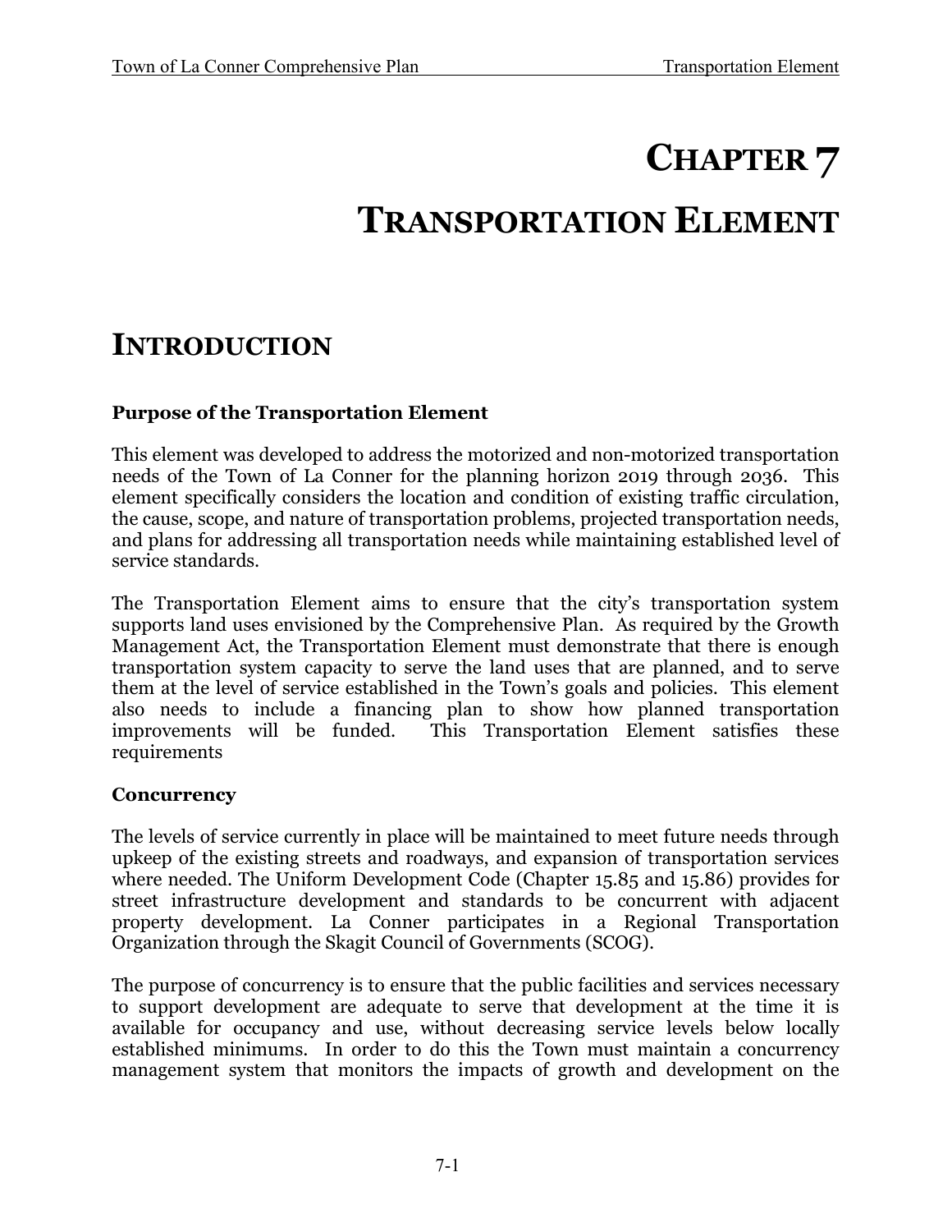# CHAPTER 7

# TRANSPORTATION ELEMENT

## INTRODUCTION

### Purpose of the Transportation Element

This element was developed to address the motorized and non-motorized transportation needs of the Town of La Conner for the planning horizon 2019 through 2036. This element specifically considers the location and condition of existing traffic circulation, the cause, scope, and nature of transportation problems, projected transportation needs, and plans for addressing all transportation needs while maintaining established level of service standards.

The Transportation Element aims to ensure that the city's transportation system supports land uses envisioned by the Comprehensive Plan. As required by the Growth Management Act, the Transportation Element must demonstrate that there is enough transportation system capacity to serve the land uses that are planned, and to serve them at the level of service established in the Town's goals and policies. This element also needs to include a financing plan to show how planned transportation improvements will be funded. This Transportation Element satisfies these requirements

### Concurrency

The levels of service currently in place will be maintained to meet future needs through upkeep of the existing streets and roadways, and expansion of transportation services where needed. The Uniform Development Code (Chapter 15.85 and 15.86) provides for street infrastructure development and standards to be concurrent with adjacent property development. La Conner participates in a Regional Transportation Organization through the Skagit Council of Governments (SCOG).

The purpose of concurrency is to ensure that the public facilities and services necessary to support development are adequate to serve that development at the time it is available for occupancy and use, without decreasing service levels below locally established minimums. In order to do this the Town must maintain a concurrency management system that monitors the impacts of growth and development on the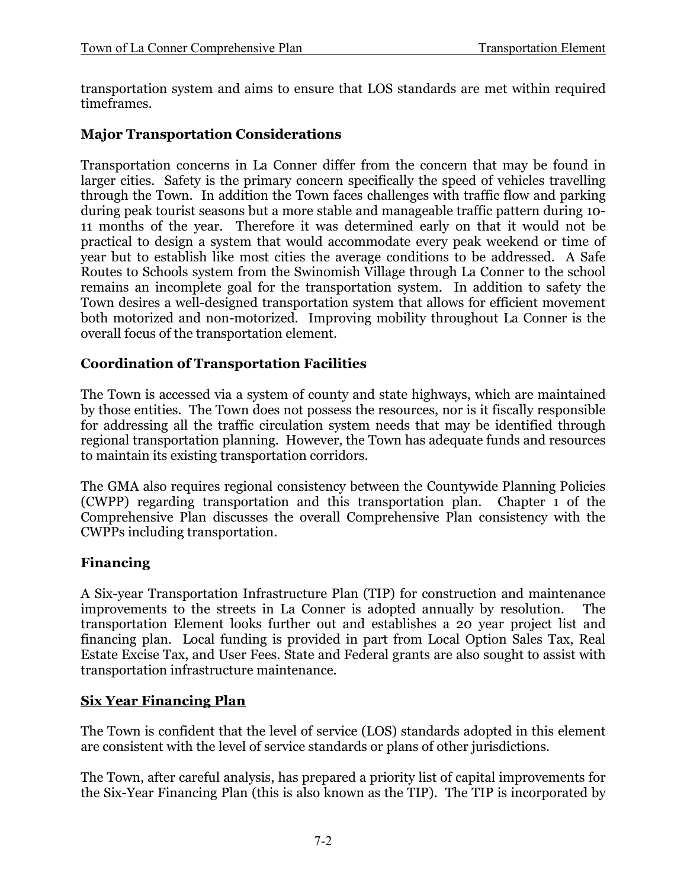transportation system and aims to ensure that LOS standards are met within required timeframes.

### Major Transportation Considerations

Transportation concerns in La Conner differ from the concern that may be found in larger cities. Safety is the primary concern specifically the speed of vehicles travelling through the Town. In addition the Town faces challenges with traffic flow and parking during peak tourist seasons but a more stable and manageable traffic pattern during 10-11 months of the year. Therefore it was determined early on that it would not be practical to design a system that would accommodate every peak weekend or time of year but to establish like most cities the average conditions to be addressed. A Safe Routes to Schools system from the Swinomish Village through La Conner to the school remains an incomplete goal for the transportation system. In addition to safety the Town desires a well-designed transportation system that allows for efficient movement both motorized and non-motorized. Improving mobility throughout La Conner is the overall focus of the transportation element.

### Coordination of Transportation Facilities

The Town is accessed via a system of county and state highways, which are maintained by those entities. The Town does not possess the resources, nor is it fiscally responsible for addressing all the traffic circulation system needs that may be identified through regional transportation planning. However, the Town has adequate funds and resources to maintain its existing transportation corridors.

The GMA also requires regional consistency between the Countywide Planning Policies (CWPP) regarding transportation and this transportation plan. Chapter 1 of the Comprehensive Plan discusses the overall Comprehensive Plan consistency with the CWPPs including transportation.

### Financing

A Six-year Transportation Infrastructure Plan (TIP) for construction and maintenance improvements to the streets in La Conner is adopted annually by resolution. The transportation Element looks further out and establishes a 20 year project list and financing plan. Local funding is provided in part from Local Option Sales Tax, Real Estate Excise Tax, and User Fees. State and Federal grants are also sought to assist with transportation infrastructure maintenance.

### <u>Six Year Financing Plan</u>

The Town is confident that the level of service (LOS) standards adopted in this element are consistent with the level of service standards or plans of other jurisdictions.

The Town, after careful analysis, has prepared a priority list of capital improvements for the Six-Year Financing Plan (this is also known as the TIP). The TIP is incorporated by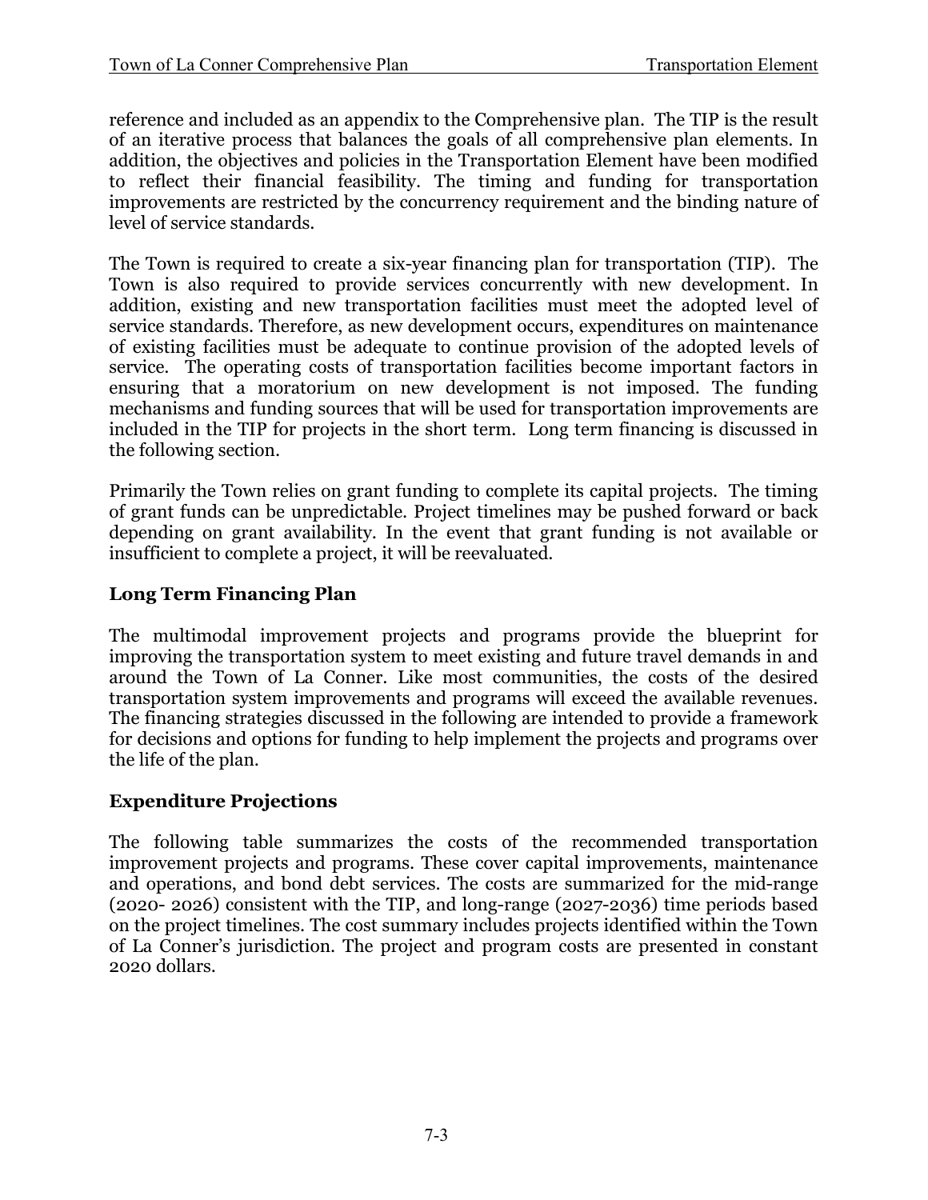reference and included as an appendix to the Comprehensive plan. The TIP is the result of an iterative process that balances the goals of all comprehensive plan elements. In addition, the objectives and policies in the Transportation Element have been modified to reflect their financial feasibility. The timing and funding for transportation improvements are restricted by the concurrency requirement and the binding nature of level of service standards.

The Town is required to create a six-year financing plan for transportation (TIP). The Town is also required to provide services concurrently with new development. In addition, existing and new transportation facilities must meet the adopted level of service standards. Therefore, as new development occurs, expenditures on maintenance of existing facilities must be adequate to continue provision of the adopted levels of service. The operating costs of transportation facilities become important factors in ensuring that a moratorium on new development is not imposed. The funding mechanisms and funding sources that will be used for transportation improvements are included in the TIP for projects in the short term. Long term financing is discussed in the following section.

Primarily the Town relies on grant funding to complete its capital projects. The timing of grant funds can be unpredictable. Project timelines may be pushed forward or back depending on grant availability. In the event that grant funding is not available or insufficient to complete a project, it will be reevaluated.

## Long Term Financing Plan

The multimodal improvement projects and programs provide the blueprint for improving the transportation system to meet existing and future travel demands in and around the Town of La Conner. Like most communities, the costs of the desired transportation system improvements and programs will exceed the available revenues. The financing strategies discussed in the following are intended to provide a framework for decisions and options for funding to help implement the projects and programs over the life of the plan.

## Expenditure Projections

The following table summarizes the costs of the recommended transportation improvement projects and programs. These cover capital improvements, maintenance and operations, and bond debt services. The costs are summarized for the mid-range (2020- 2026) consistent with the TIP, and long-range (2027-2036) time periods based on the project timelines. The cost summary includes projects identified within the Town of La Conner's jurisdiction. The project and program costs are presented in constant 2020 dollars.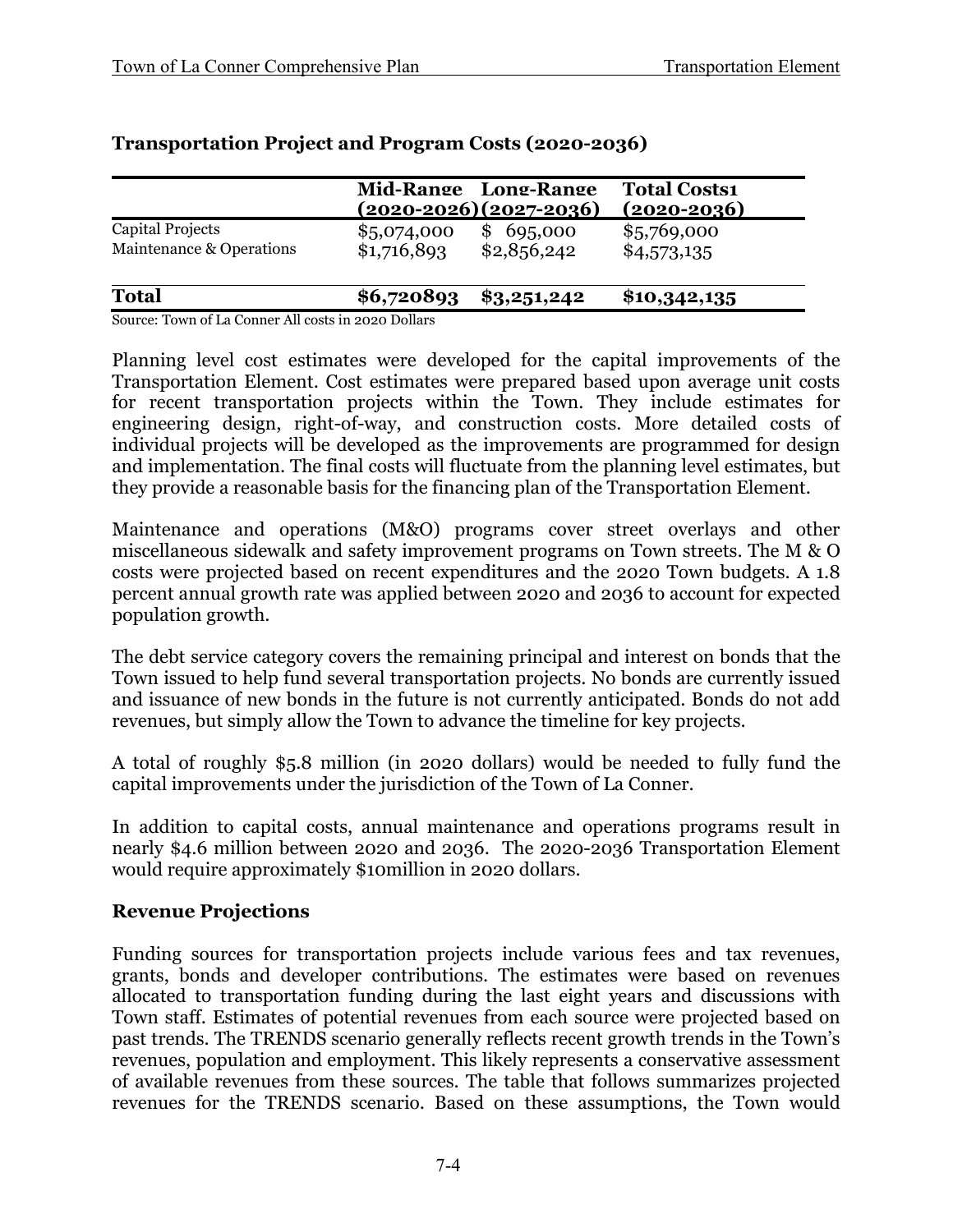**Transportation Project and Program Costs (2020-2036)**

| | Mid-Range (2020-2026) | Long-Range (2027-2036) | Total Costs1 (2020-2036) |
|---|---|---|---|
| Capital Projects | $5,074,000 | $ 695,000 | $5,769,000 |
| Maintenance & Operations | $1,716,893 | $2,856,242 | $4,573,135 |
| **Total** | **$6,720893** | **$3,251,242** | **$10,342,135** |

Source: Town of La Conner All costs in 2020 Dollars

Planning level cost estimates were developed for the capital improvements of the Transportation Element. Cost estimates were prepared based upon average unit costs for recent transportation projects within the Town. They include estimates for engineering design, right-of-way, and construction costs. More detailed costs of individual projects will be developed as the improvements are programmed for design and implementation. The final costs will fluctuate from the planning level estimates, but they provide a reasonable basis for the financing plan of the Transportation Element.

Maintenance and operations (M&O) programs cover street overlays and other miscellaneous sidewalk and safety improvement programs on Town streets. The M & O costs were projected based on recent expenditures and the 2020 Town budgets. A 1.8 percent annual growth rate was applied between 2020 and 2036 to account for expected population growth.

The debt service category covers the remaining principal and interest on bonds that the Town issued to help fund several transportation projects. No bonds are currently issued and issuance of new bonds in the future is not currently anticipated. Bonds do not add revenues, but simply allow the Town to advance the timeline for key projects.

A total of roughly $5.8 million (in 2020 dollars) would be needed to fully fund the capital improvements under the jurisdiction of the Town of La Conner.

In addition to capital costs, annual maintenance and operations programs result in nearly $4.6 million between 2020 and 2036. The 2020-2036 Transportation Element would require approximately $10million in 2020 dollars.

## Revenue Projections

Funding sources for transportation projects include various fees and tax revenues, grants, bonds and developer contributions. The estimates were based on revenues allocated to transportation funding during the last eight years and discussions with Town staff. Estimates of potential revenues from each source were projected based on past trends. The TRENDS scenario generally reflects recent growth trends in the Town's revenues, population and employment. This likely represents a conservative assessment of available revenues from these sources. The table that follows summarizes projected revenues for the TRENDS scenario. Based on these assumptions, the Town would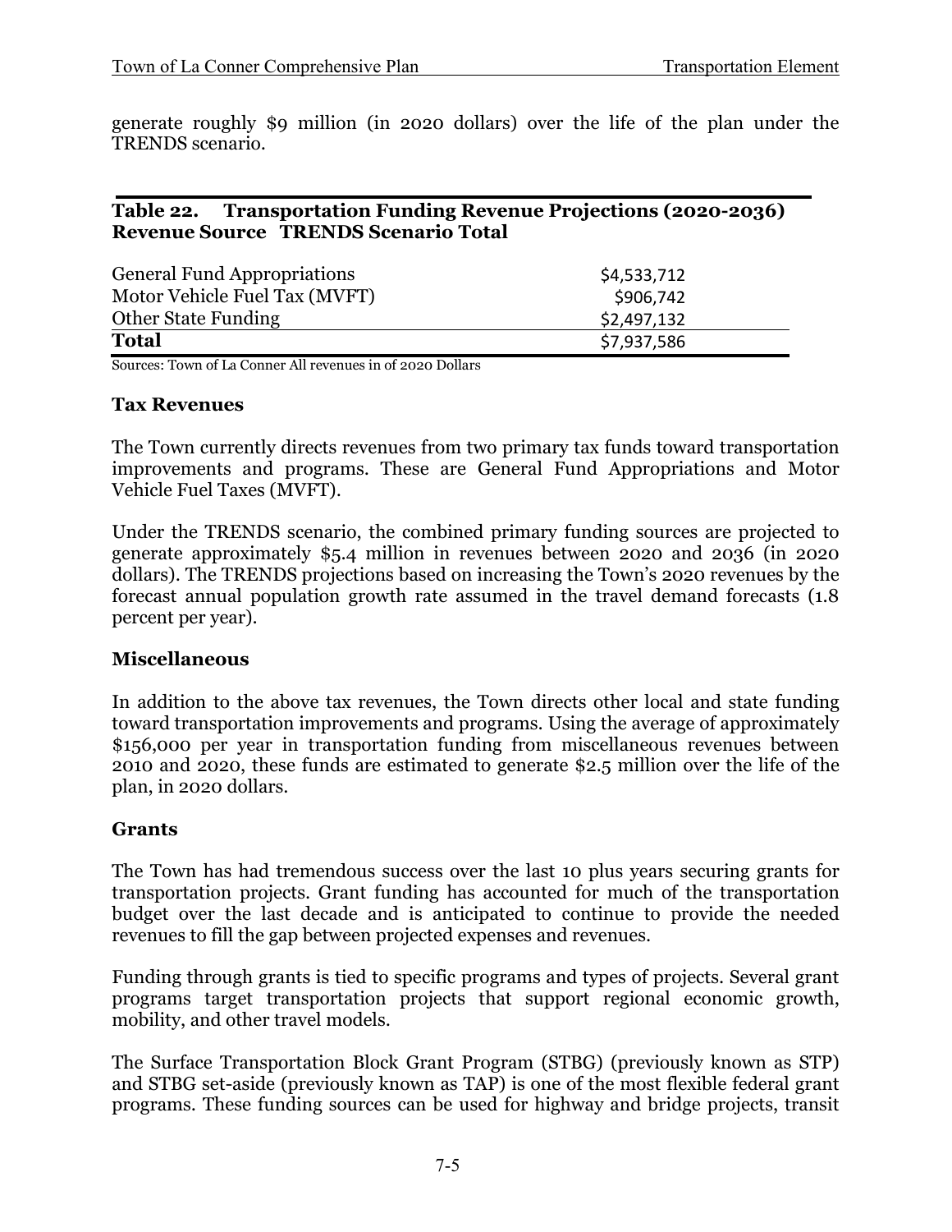generate roughly $9 million (in 2020 dollars) over the life of the plan under the TRENDS scenario.

**Table 22. Transportation Funding Revenue Projections (2020-2036)**

| Revenue Source | TRENDS Scenario Total |
|---|---|
| General Fund Appropriations | $4,533,712 |
| Motor Vehicle Fuel Tax (MVFT) | $906,742 |
| Other State Funding | $2,497,132 |
| **Total** | $7,937,586 |

Sources: Town of La Conner All revenues in of 2020 Dollars

### Tax Revenues

The Town currently directs revenues from two primary tax funds toward transportation improvements and programs. These are General Fund Appropriations and Motor Vehicle Fuel Taxes (MVFT).

Under the TRENDS scenario, the combined primary funding sources are projected to generate approximately $5.4 million in revenues between 2020 and 2036 (in 2020 dollars). The TRENDS projections based on increasing the Town's 2020 revenues by the forecast annual population growth rate assumed in the travel demand forecasts (1.8 percent per year).

### Miscellaneous

In addition to the above tax revenues, the Town directs other local and state funding toward transportation improvements and programs. Using the average of approximately $156,000 per year in transportation funding from miscellaneous revenues between 2010 and 2020, these funds are estimated to generate $2.5 million over the life of the plan, in 2020 dollars.

### Grants

The Town has had tremendous success over the last 10 plus years securing grants for transportation projects. Grant funding has accounted for much of the transportation budget over the last decade and is anticipated to continue to provide the needed revenues to fill the gap between projected expenses and revenues.

Funding through grants is tied to specific programs and types of projects. Several grant programs target transportation projects that support regional economic growth, mobility, and other travel models.

The Surface Transportation Block Grant Program (STBG) (previously known as STP) and STBG set-aside (previously known as TAP) is one of the most flexible federal grant programs. These funding sources can be used for highway and bridge projects, transit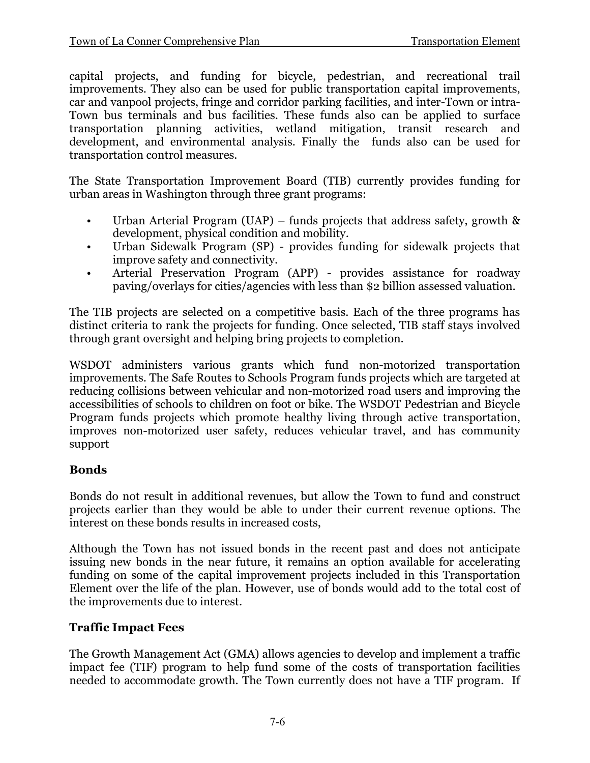capital projects, and funding for bicycle, pedestrian, and recreational trail improvements. They also can be used for public transportation capital improvements, car and vanpool projects, fringe and corridor parking facilities, and inter-Town or intra-Town bus terminals and bus facilities. These funds also can be applied to surface transportation planning activities, wetland mitigation, transit research and development, and environmental analysis. Finally the funds also can be used for transportation control measures.

The State Transportation Improvement Board (TIB) currently provides funding for urban areas in Washington through three grant programs:

- Urban Arterial Program (UAP) – funds projects that address safety, growth & development, physical condition and mobility.
- Urban Sidewalk Program (SP) - provides funding for sidewalk projects that improve safety and connectivity.
- Arterial Preservation Program (APP) - provides assistance for roadway paving/overlays for cities/agencies with less than $2 billion assessed valuation.

The TIB projects are selected on a competitive basis. Each of the three programs has distinct criteria to rank the projects for funding. Once selected, TIB staff stays involved through grant oversight and helping bring projects to completion.

WSDOT administers various grants which fund non-motorized transportation improvements. The Safe Routes to Schools Program funds projects which are targeted at reducing collisions between vehicular and non-motorized road users and improving the accessibilities of schools to children on foot or bike. The WSDOT Pedestrian and Bicycle Program funds projects which promote healthy living through active transportation, improves non-motorized user safety, reduces vehicular travel, and has community support

### Bonds

Bonds do not result in additional revenues, but allow the Town to fund and construct projects earlier than they would be able to under their current revenue options. The interest on these bonds results in increased costs,

Although the Town has not issued bonds in the recent past and does not anticipate issuing new bonds in the near future, it remains an option available for accelerating funding on some of the capital improvement projects included in this Transportation Element over the life of the plan. However, use of bonds would add to the total cost of the improvements due to interest.

### Traffic Impact Fees

The Growth Management Act (GMA) allows agencies to develop and implement a traffic impact fee (TIF) program to help fund some of the costs of transportation facilities needed to accommodate growth. The Town currently does not have a TIF program. If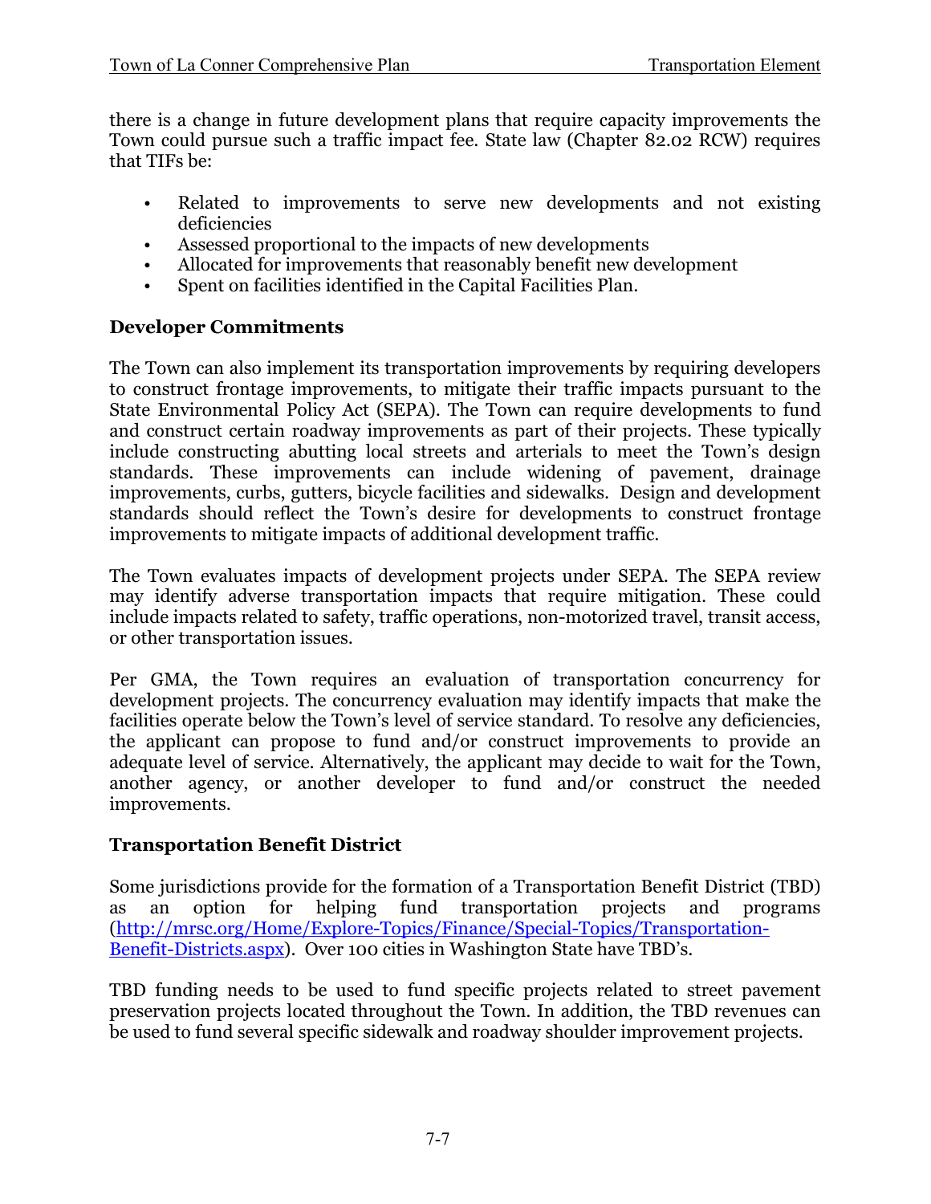there is a change in future development plans that require capacity improvements the Town could pursue such a traffic impact fee. State law (Chapter 82.02 RCW) requires that TIFs be:

- Related to improvements to serve new developments and not existing deficiencies
- Assessed proportional to the impacts of new developments
- Allocated for improvements that reasonably benefit new development
- Spent on facilities identified in the Capital Facilities Plan.

### Developer Commitments

The Town can also implement its transportation improvements by requiring developers to construct frontage improvements, to mitigate their traffic impacts pursuant to the State Environmental Policy Act (SEPA). The Town can require developments to fund and construct certain roadway improvements as part of their projects. These typically include constructing abutting local streets and arterials to meet the Town's design standards. These improvements can include widening of pavement, drainage improvements, curbs, gutters, bicycle facilities and sidewalks. Design and development standards should reflect the Town's desire for developments to construct frontage improvements to mitigate impacts of additional development traffic.

The Town evaluates impacts of development projects under SEPA. The SEPA review may identify adverse transportation impacts that require mitigation. These could include impacts related to safety, traffic operations, non-motorized travel, transit access, or other transportation issues.

Per GMA, the Town requires an evaluation of transportation concurrency for development projects. The concurrency evaluation may identify impacts that make the facilities operate below the Town's level of service standard. To resolve any deficiencies, the applicant can propose to fund and/or construct improvements to provide an adequate level of service. Alternatively, the applicant may decide to wait for the Town, another agency, or another developer to fund and/or construct the needed improvements.

### Transportation Benefit District

Some jurisdictions provide for the formation of a Transportation Benefit District (TBD) as an option for helping fund transportation projects and programs ([http://mrsc.org/Home/Explore-Topics/Finance/Special-Topics/Transportation-Benefit-Districts.aspx](http://mrsc.org/Home/Explore-Topics/Finance/Special-Topics/Transportation-Benefit-Districts.aspx)). Over 100 cities in Washington State have TBD's.

TBD funding needs to be used to fund specific projects related to street pavement preservation projects located throughout the Town. In addition, the TBD revenues can be used to fund several specific sidewalk and roadway shoulder improvement projects.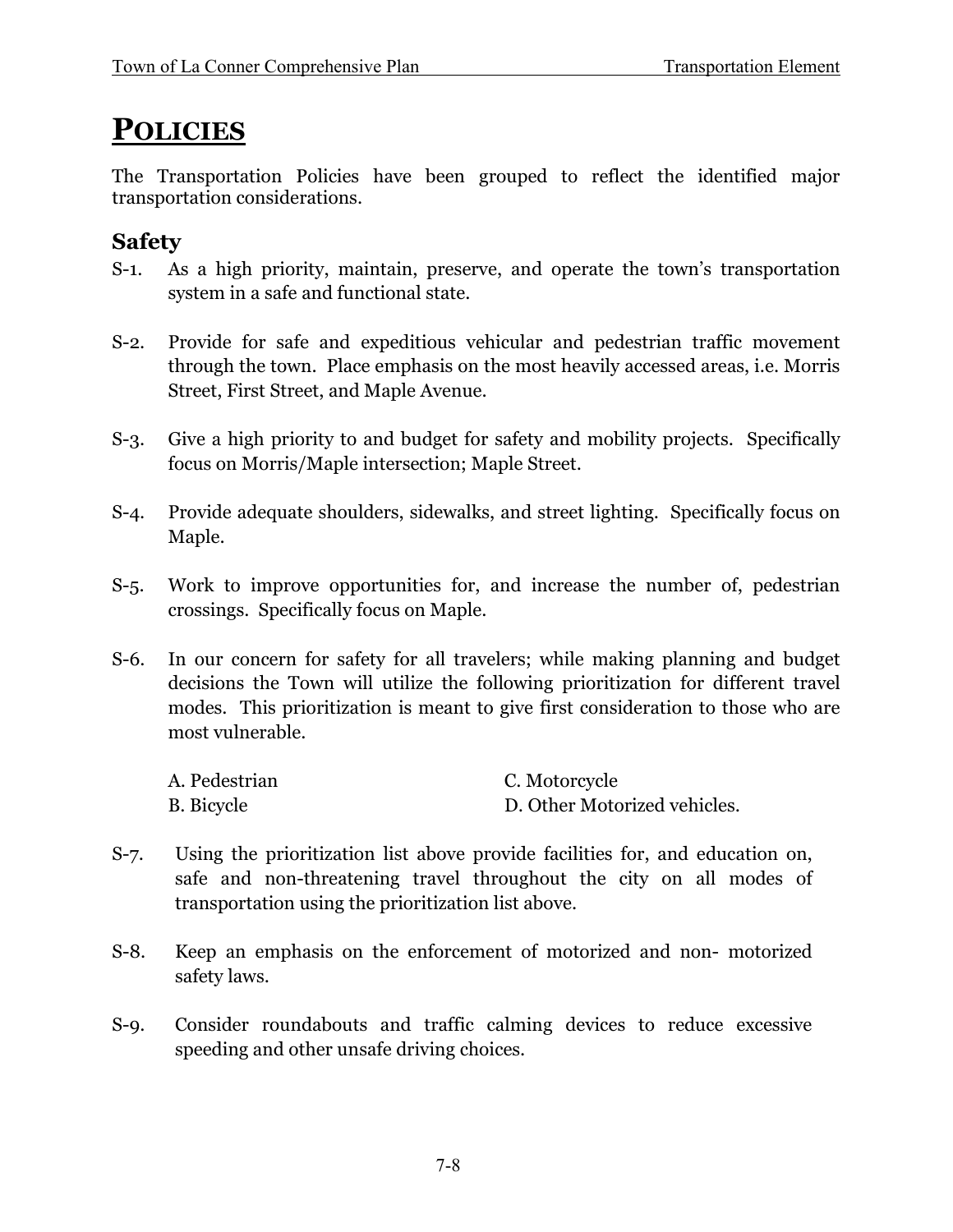# POLICIES

The Transportation Policies have been grouped to reflect the identified major transportation considerations.

## Safety

S-1. As a high priority, maintain, preserve, and operate the town's transportation system in a safe and functional state.

S-2. Provide for safe and expeditious vehicular and pedestrian traffic movement through the town. Place emphasis on the most heavily accessed areas, i.e. Morris Street, First Street, and Maple Avenue.

S-3. Give a high priority to and budget for safety and mobility projects. Specifically focus on Morris/Maple intersection; Maple Street.

S-4. Provide adequate shoulders, sidewalks, and street lighting. Specifically focus on Maple.

S-5. Work to improve opportunities for, and increase the number of, pedestrian crossings. Specifically focus on Maple.

S-6. In our concern for safety for all travelers; while making planning and budget decisions the Town will utilize the following prioritization for different travel modes. This prioritization is meant to give first consideration to those who are most vulnerable.

A. Pedestrian
B. Bicycle
C. Motorcycle
D. Other Motorized vehicles.

S-7. Using the prioritization list above provide facilities for, and education on, safe and non-threatening travel throughout the city on all modes of transportation using the prioritization list above.

S-8. Keep an emphasis on the enforcement of motorized and non- motorized safety laws.

S-9. Consider roundabouts and traffic calming devices to reduce excessive speeding and other unsafe driving choices.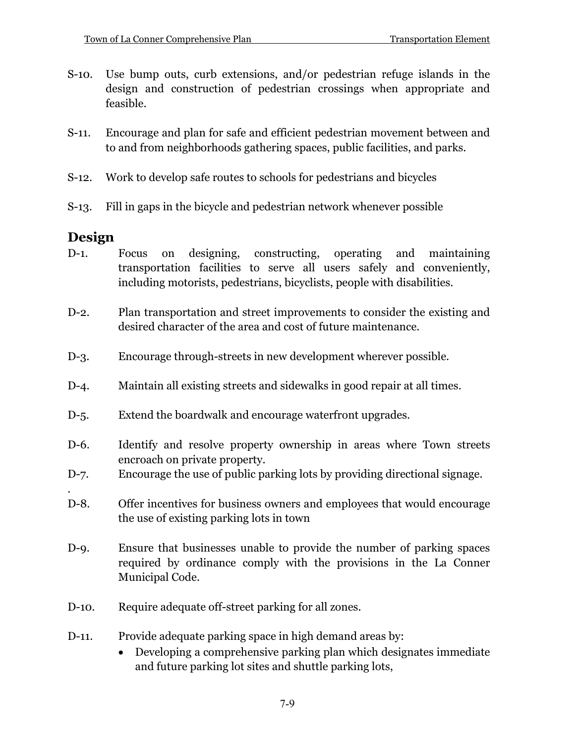S-10. Use bump outs, curb extensions, and/or pedestrian refuge islands in the design and construction of pedestrian crossings when appropriate and feasible.

S-11. Encourage and plan for safe and efficient pedestrian movement between and to and from neighborhoods gathering spaces, public facilities, and parks.

S-12. Work to develop safe routes to schools for pedestrians and bicycles

S-13. Fill in gaps in the bicycle and pedestrian network whenever possible

## Design

D-1. Focus on designing, constructing, operating and maintaining transportation facilities to serve all users safely and conveniently, including motorists, pedestrians, bicyclists, people with disabilities.

D-2. Plan transportation and street improvements to consider the existing and desired character of the area and cost of future maintenance.

D-3. Encourage through-streets in new development wherever possible.

D-4. Maintain all existing streets and sidewalks in good repair at all times.

D-5. Extend the boardwalk and encourage waterfront upgrades.

D-6. Identify and resolve property ownership in areas where Town streets encroach on private property.

D-7. Encourage the use of public parking lots by providing directional signage.
.

D-8. Offer incentives for business owners and employees that would encourage the use of existing parking lots in town

D-9. Ensure that businesses unable to provide the number of parking spaces required by ordinance comply with the provisions in the La Conner Municipal Code.

D-10. Require adequate off-street parking for all zones.

D-11. Provide adequate parking space in high demand areas by:
- Developing a comprehensive parking plan which designates immediate and future parking lot sites and shuttle parking lots,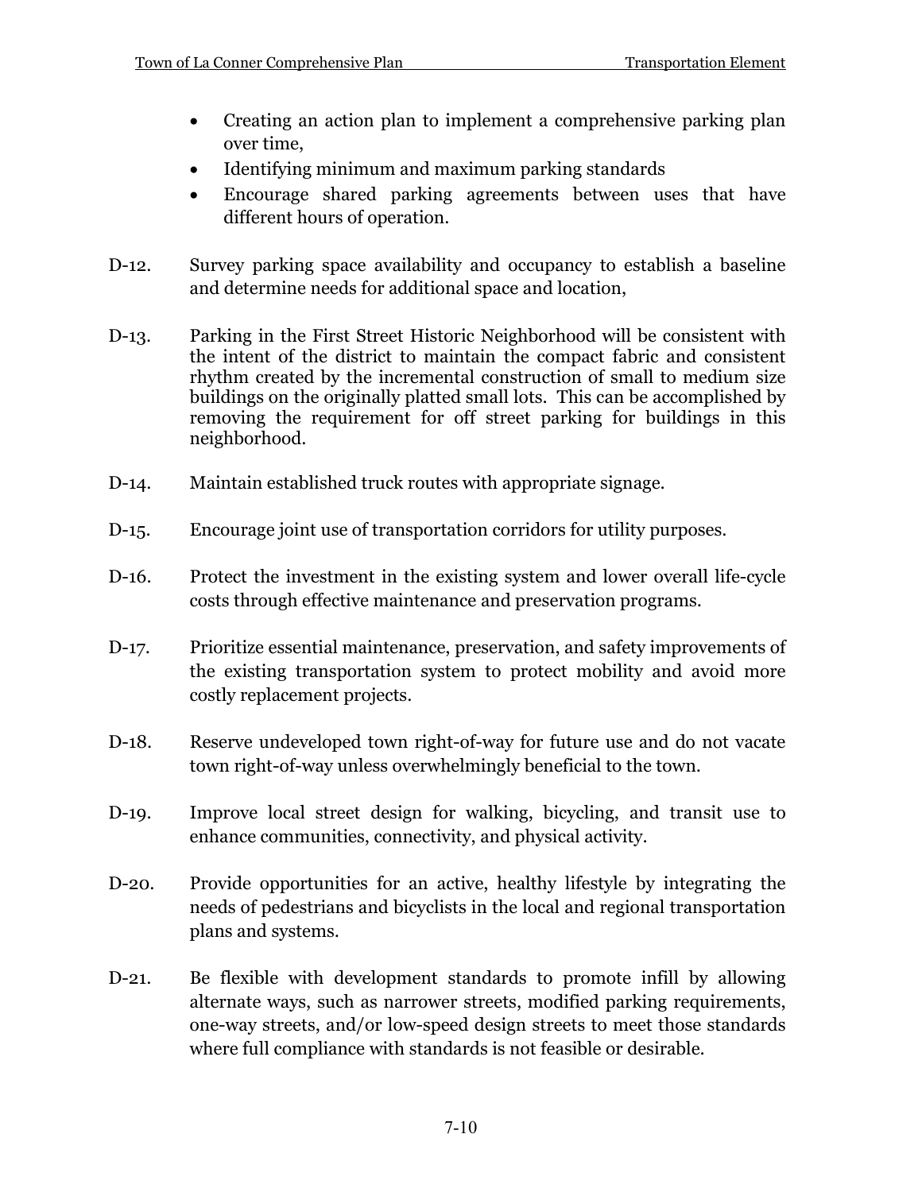- Creating an action plan to implement a comprehensive parking plan over time,
- Identifying minimum and maximum parking standards
- Encourage shared parking agreements between uses that have different hours of operation.

D-12. Survey parking space availability and occupancy to establish a baseline and determine needs for additional space and location,

D-13. Parking in the First Street Historic Neighborhood will be consistent with the intent of the district to maintain the compact fabric and consistent rhythm created by the incremental construction of small to medium size buildings on the originally platted small lots. This can be accomplished by removing the requirement for off street parking for buildings in this neighborhood.

D-14. Maintain established truck routes with appropriate signage.

D-15. Encourage joint use of transportation corridors for utility purposes.

D-16. Protect the investment in the existing system and lower overall life-cycle costs through effective maintenance and preservation programs.

D-17. Prioritize essential maintenance, preservation, and safety improvements of the existing transportation system to protect mobility and avoid more costly replacement projects.

D-18. Reserve undeveloped town right-of-way for future use and do not vacate town right-of-way unless overwhelmingly beneficial to the town.

D-19. Improve local street design for walking, bicycling, and transit use to enhance communities, connectivity, and physical activity.

D-20. Provide opportunities for an active, healthy lifestyle by integrating the needs of pedestrians and bicyclists in the local and regional transportation plans and systems.

D-21. Be flexible with development standards to promote infill by allowing alternate ways, such as narrower streets, modified parking requirements, one-way streets, and/or low-speed design streets to meet those standards where full compliance with standards is not feasible or desirable.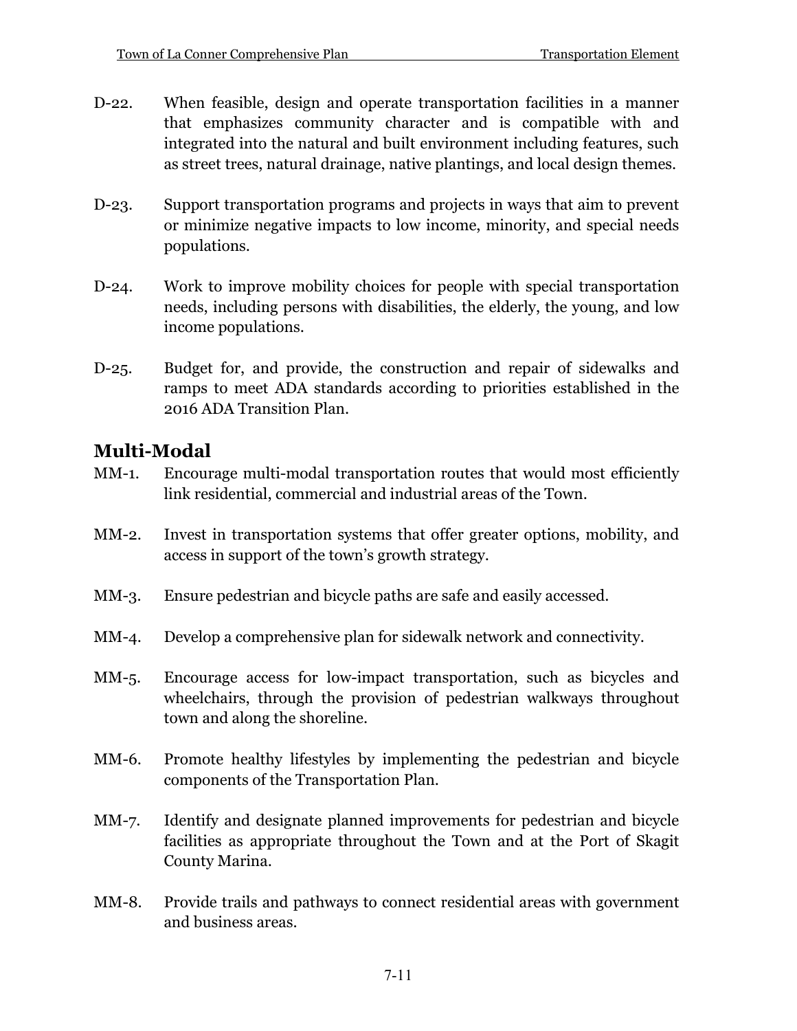D-22. When feasible, design and operate transportation facilities in a manner that emphasizes community character and is compatible with and integrated into the natural and built environment including features, such as street trees, natural drainage, native plantings, and local design themes.

D-23. Support transportation programs and projects in ways that aim to prevent or minimize negative impacts to low income, minority, and special needs populations.

D-24. Work to improve mobility choices for people with special transportation needs, including persons with disabilities, the elderly, the young, and low income populations.

D-25. Budget for, and provide, the construction and repair of sidewalks and ramps to meet ADA standards according to priorities established in the 2016 ADA Transition Plan.

## Multi-Modal

MM-1. Encourage multi-modal transportation routes that would most efficiently link residential, commercial and industrial areas of the Town.

MM-2. Invest in transportation systems that offer greater options, mobility, and access in support of the town's growth strategy.

MM-3. Ensure pedestrian and bicycle paths are safe and easily accessed.

MM-4. Develop a comprehensive plan for sidewalk network and connectivity.

MM-5. Encourage access for low-impact transportation, such as bicycles and wheelchairs, through the provision of pedestrian walkways throughout town and along the shoreline.

MM-6. Promote healthy lifestyles by implementing the pedestrian and bicycle components of the Transportation Plan.

MM-7. Identify and designate planned improvements for pedestrian and bicycle facilities as appropriate throughout the Town and at the Port of Skagit County Marina.

MM-8. Provide trails and pathways to connect residential areas with government and business areas.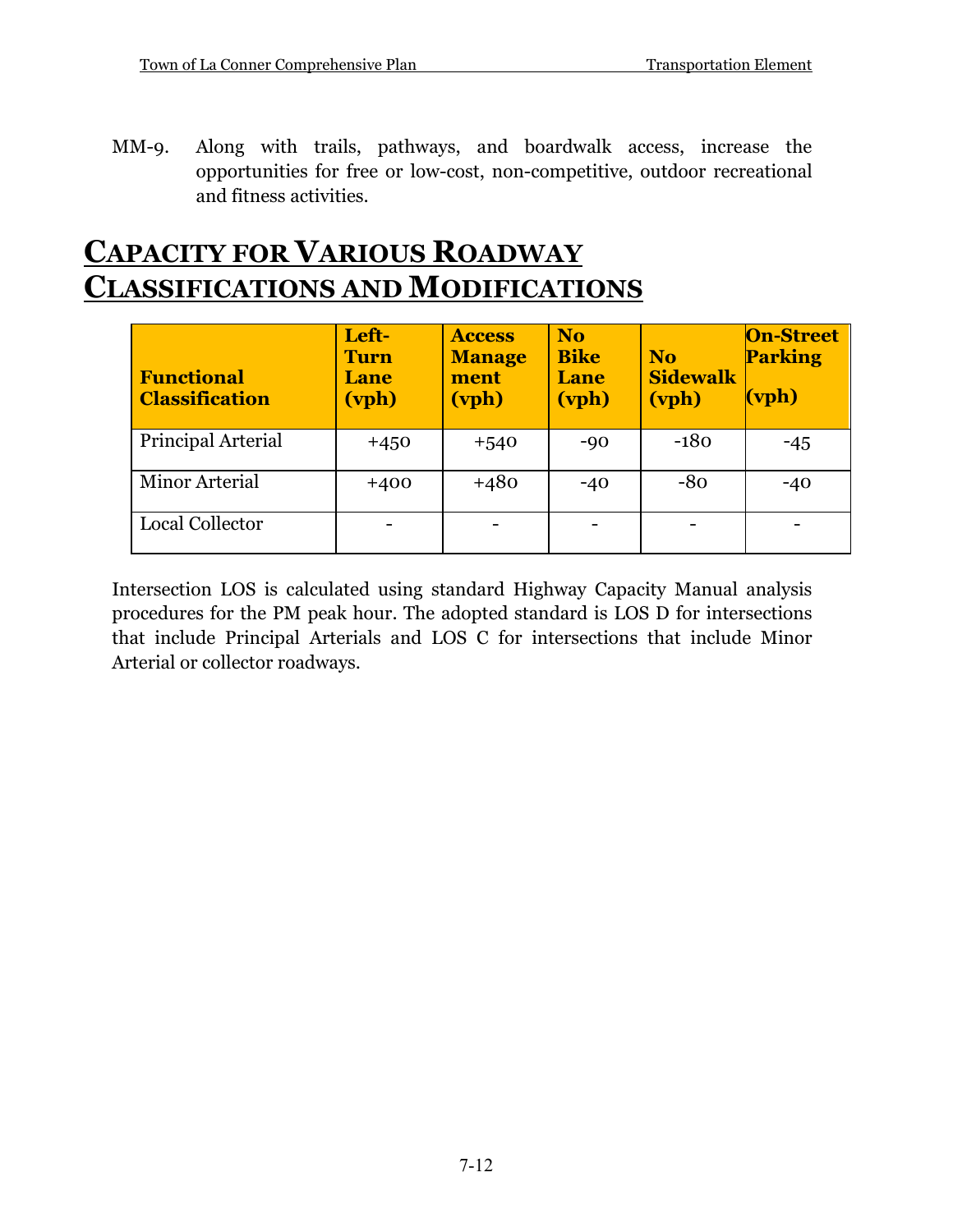MM-9. Along with trails, pathways, and boardwalk access, increase the opportunities for free or low-cost, non-competitive, outdoor recreational and fitness activities.

# Capacity for Various Roadway Classifications and Modifications

| Functional Classification | Left-Turn Lane (vph) | Access Management (vph) | No Bike Lane (vph) | No Sidewalk (vph) | On-Street Parking (vph) |
|---|---|---|---|---|---|
| Principal Arterial | +450 | +540 | -90 | -180 | -45 |
| Minor Arterial | +400 | +480 | -40 | -80 | -40 |
| Local Collector | - | - | - | - | - |

Intersection LOS is calculated using standard Highway Capacity Manual analysis procedures for the PM peak hour. The adopted standard is LOS D for intersections that include Principal Arterials and LOS C for intersections that include Minor Arterial or collector roadways.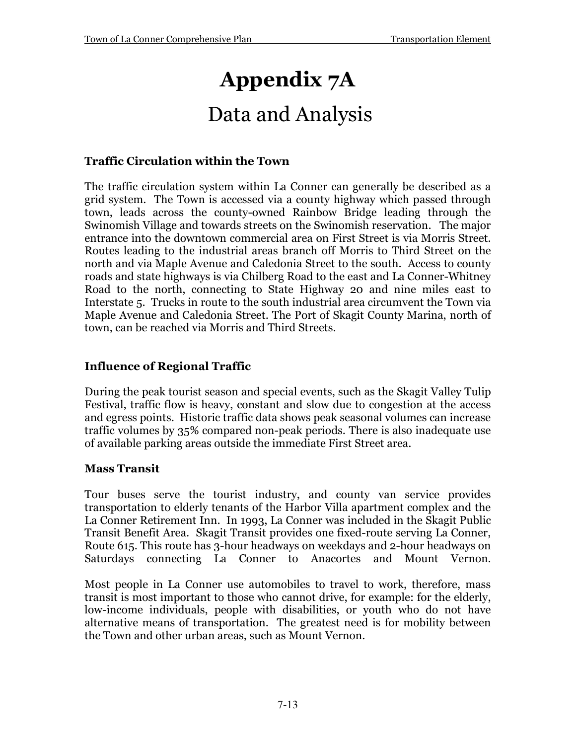# Appendix 7A

## Data and Analysis

### Traffic Circulation within the Town

The traffic circulation system within La Conner can generally be described as a grid system. The Town is accessed via a county highway which passed through town, leads across the county-owned Rainbow Bridge leading through the Swinomish Village and towards streets on the Swinomish reservation. The major entrance into the downtown commercial area on First Street is via Morris Street. Routes leading to the industrial areas branch off Morris to Third Street on the north and via Maple Avenue and Caledonia Street to the south. Access to county roads and state highways is via Chilberg Road to the east and La Conner-Whitney Road to the north, connecting to State Highway 20 and nine miles east to Interstate 5. Trucks in route to the south industrial area circumvent the Town via Maple Avenue and Caledonia Street. The Port of Skagit County Marina, north of town, can be reached via Morris and Third Streets.

### Influence of Regional Traffic

During the peak tourist season and special events, such as the Skagit Valley Tulip Festival, traffic flow is heavy, constant and slow due to congestion at the access and egress points. Historic traffic data shows peak seasonal volumes can increase traffic volumes by 35% compared non-peak periods. There is also inadequate use of available parking areas outside the immediate First Street area.

### Mass Transit

Tour buses serve the tourist industry, and county van service provides transportation to elderly tenants of the Harbor Villa apartment complex and the La Conner Retirement Inn. In 1993, La Conner was included in the Skagit Public Transit Benefit Area. Skagit Transit provides one fixed-route serving La Conner, Route 615. This route has 3-hour headways on weekdays and 2-hour headways on Saturdays connecting La Conner to Anacortes and Mount Vernon.

Most people in La Conner use automobiles to travel to work, therefore, mass transit is most important to those who cannot drive, for example: for the elderly, low-income individuals, people with disabilities, or youth who do not have alternative means of transportation. The greatest need is for mobility between the Town and other urban areas, such as Mount Vernon.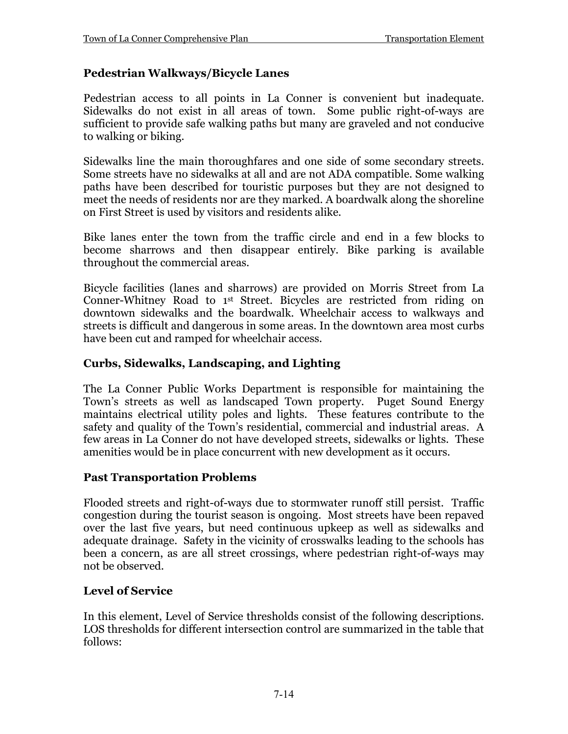## Pedestrian Walkways/Bicycle Lanes

Pedestrian access to all points in La Conner is convenient but inadequate. Sidewalks do not exist in all areas of town. Some public right-of-ways are sufficient to provide safe walking paths but many are graveled and not conducive to walking or biking.

Sidewalks line the main thoroughfares and one side of some secondary streets. Some streets have no sidewalks at all and are not ADA compatible. Some walking paths have been described for touristic purposes but they are not designed to meet the needs of residents nor are they marked. A boardwalk along the shoreline on First Street is used by visitors and residents alike.

Bike lanes enter the town from the traffic circle and end in a few blocks to become sharrows and then disappear entirely. Bike parking is available throughout the commercial areas.

Bicycle facilities (lanes and sharrows) are provided on Morris Street from La Conner-Whitney Road to 1st Street. Bicycles are restricted from riding on downtown sidewalks and the boardwalk. Wheelchair access to walkways and streets is difficult and dangerous in some areas. In the downtown area most curbs have been cut and ramped for wheelchair access.

## Curbs, Sidewalks, Landscaping, and Lighting

The La Conner Public Works Department is responsible for maintaining the Town's streets as well as landscaped Town property. Puget Sound Energy maintains electrical utility poles and lights. These features contribute to the safety and quality of the Town's residential, commercial and industrial areas. A few areas in La Conner do not have developed streets, sidewalks or lights. These amenities would be in place concurrent with new development as it occurs.

## Past Transportation Problems

Flooded streets and right-of-ways due to stormwater runoff still persist. Traffic congestion during the tourist season is ongoing. Most streets have been repaved over the last five years, but need continuous upkeep as well as sidewalks and adequate drainage. Safety in the vicinity of crosswalks leading to the schools has been a concern, as are all street crossings, where pedestrian right-of-ways may not be observed.

## Level of Service

In this element, Level of Service thresholds consist of the following descriptions. LOS thresholds for different intersection control are summarized in the table that follows: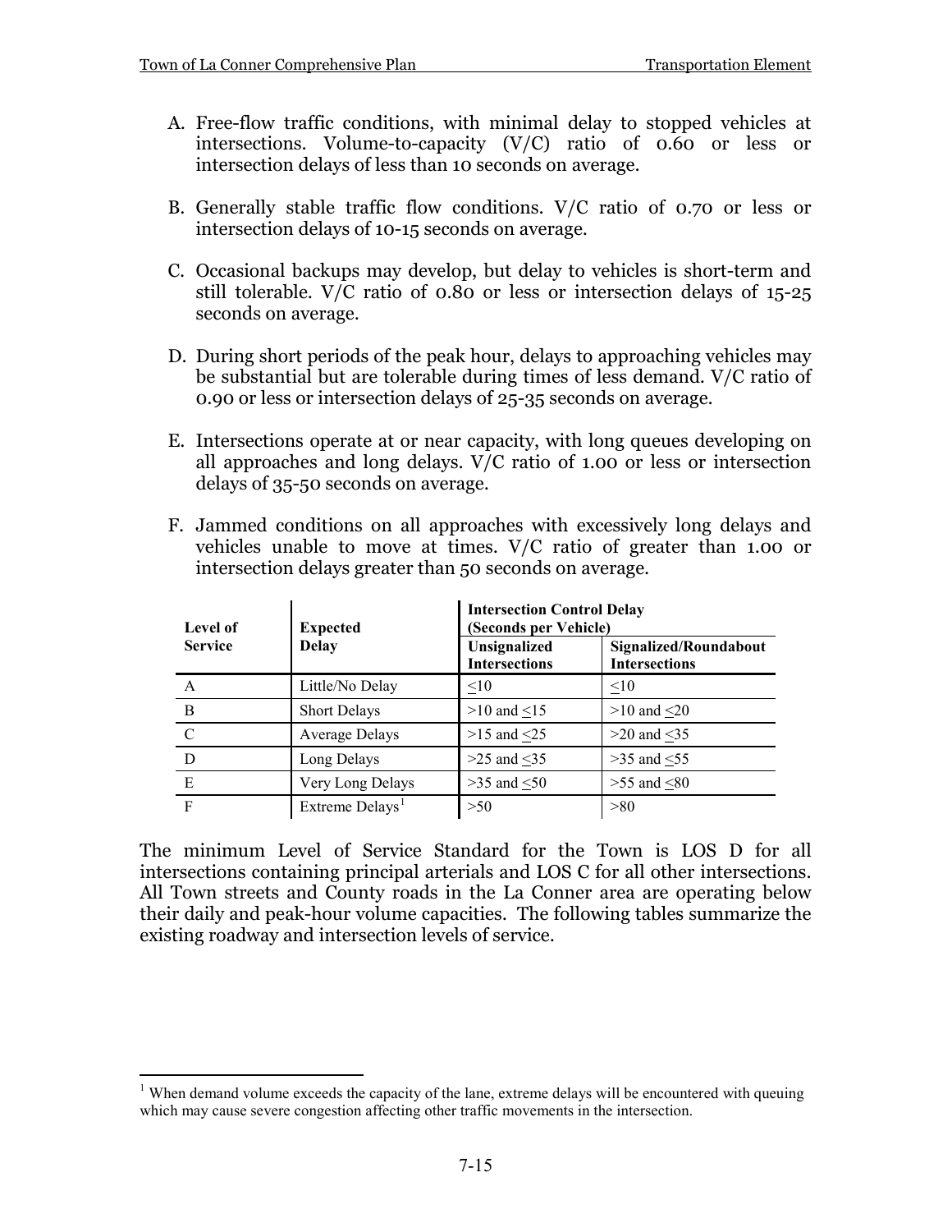A. Free-flow traffic conditions, with minimal delay to stopped vehicles at intersections. Volume-to-capacity (V/C) ratio of 0.60 or less or intersection delays of less than 10 seconds on average.

B. Generally stable traffic flow conditions. V/C ratio of 0.70 or less or intersection delays of 10-15 seconds on average.

C. Occasional backups may develop, but delay to vehicles is short-term and still tolerable. V/C ratio of 0.80 or less or intersection delays of 15-25 seconds on average.

D. During short periods of the peak hour, delays to approaching vehicles may be substantial but are tolerable during times of less demand. V/C ratio of 0.90 or less or intersection delays of 25-35 seconds on average.

E. Intersections operate at or near capacity, with long queues developing on all approaches and long delays. V/C ratio of 1.00 or less or intersection delays of 35-50 seconds on average.

F. Jammed conditions on all approaches with excessively long delays and vehicles unable to move at times. V/C ratio of greater than 1.00 or intersection delays greater than 50 seconds on average.

| Level of Service | Expected Delay | Intersection Control Delay (Seconds per Vehicle) | |
|---|---|---|---|
| | | Unsignalized Intersections | Signalized/Roundabout Intersections |
| A | Little/No Delay | ≤10 | ≤10 |
| B | Short Delays | >10 and ≤15 | >10 and ≤20 |
| C | Average Delays | >15 and ≤25 | >20 and ≤35 |
| D | Long Delays | >25 and ≤35 | >35 and ≤55 |
| E | Very Long Delays | >35 and ≤50 | >55 and ≤80 |
| F | Extreme Delays[1] | >50 | >80 |

The minimum Level of Service Standard for the Town is LOS D for all intersections containing principal arterials and LOS C for all other intersections. All Town streets and County roads in the La Conner area are operating below their daily and peak-hour volume capacities. The following tables summarize the existing roadway and intersection levels of service.

[1] When demand volume exceeds the capacity of the lane, extreme delays will be encountered with queuing which may cause severe congestion affecting other traffic movements in the intersection.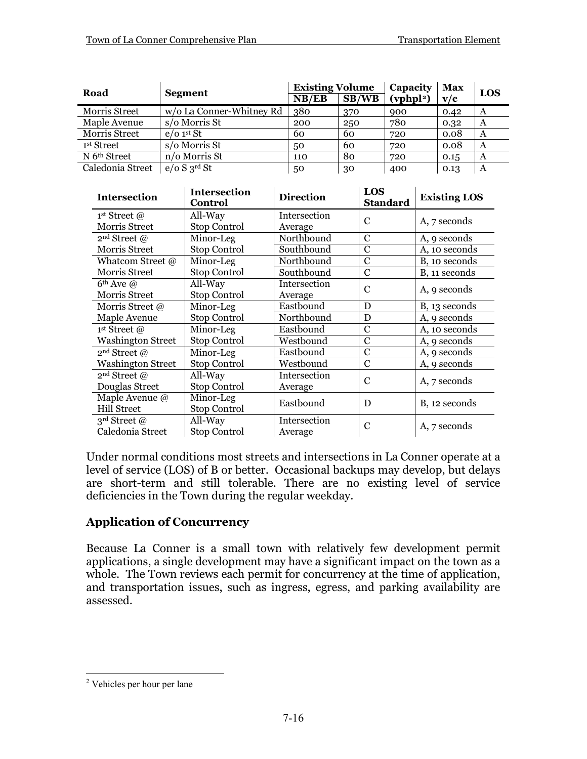| Road | Segment | Existing Volume | | Capacity | Max | LOS |
|---|---|---|---|---|---|---|
| | | NB/EB | SB/WB | (vphpl[2]) | v/c | |
| Morris Street | w/o La Conner-Whitney Rd | 380 | 370 | 900 | 0.42 | A |
| Maple Avenue | s/o Morris St | 200 | 250 | 780 | 0.32 | A |
| Morris Street | e/o 1st St | 60 | 60 | 720 | 0.08 | A |
| 1st Street | s/o Morris St | 50 | 60 | 720 | 0.08 | A |
| N 6th Street | n/o Morris St | 110 | 80 | 720 | 0.15 | A |
| Caledonia Street | e/o S 3rd St | 50 | 30 | 400 | 0.13 | A |

| Intersection | Intersection Control | Direction | LOS Standard | Existing LOS |
|---|---|---|---|---|
| 1st Street @ Morris Street | All-Way Stop Control | Intersection Average | C | A, 7 seconds |
| 2nd Street @ Morris Street | Minor-Leg Stop Control | Northbound | C | A, 9 seconds |
| | | Southbound | C | A, 10 seconds |
| Whatcom Street @ Morris Street | Minor-Leg Stop Control | Northbound | C | B, 10 seconds |
| | | Southbound | C | B, 11 seconds |
| 6th Ave @ Morris Street | All-Way Stop Control | Intersection Average | C | A, 9 seconds |
| Morris Street @ Maple Avenue | Minor-Leg Stop Control | Eastbound | D | B, 13 seconds |
| | | Northbound | D | A, 9 seconds |
| 1st Street @ Washington Street | Minor-Leg Stop Control | Eastbound | C | A, 10 seconds |
| | | Westbound | C | A, 9 seconds |
| 2nd Street @ Washington Street | Minor-Leg Stop Control | Eastbound | C | A, 9 seconds |
| | | Westbound | C | A, 9 seconds |
| 2nd Street @ Douglas Street | All-Way Stop Control | Intersection Average | C | A, 7 seconds |
| Maple Avenue @ Hill Street | Minor-Leg Stop Control | Eastbound | D | B, 12 seconds |
| 3rd Street @ Caledonia Street | All-Way Stop Control | Intersection Average | C | A, 7 seconds |

Under normal conditions most streets and intersections in La Conner operate at a level of service (LOS) of B or better. Occasional backups may develop, but delays are short-term and still tolerable. There are no existing level of service deficiencies in the Town during the regular weekday.

## Application of Concurrency

Because La Conner is a small town with relatively few development permit applications, a single development may have a significant impact on the town as a whole. The Town reviews each permit for concurrency at the time of application, and transportation issues, such as ingress, egress, and parking availability are assessed.

[2] Vehicles per hour per lane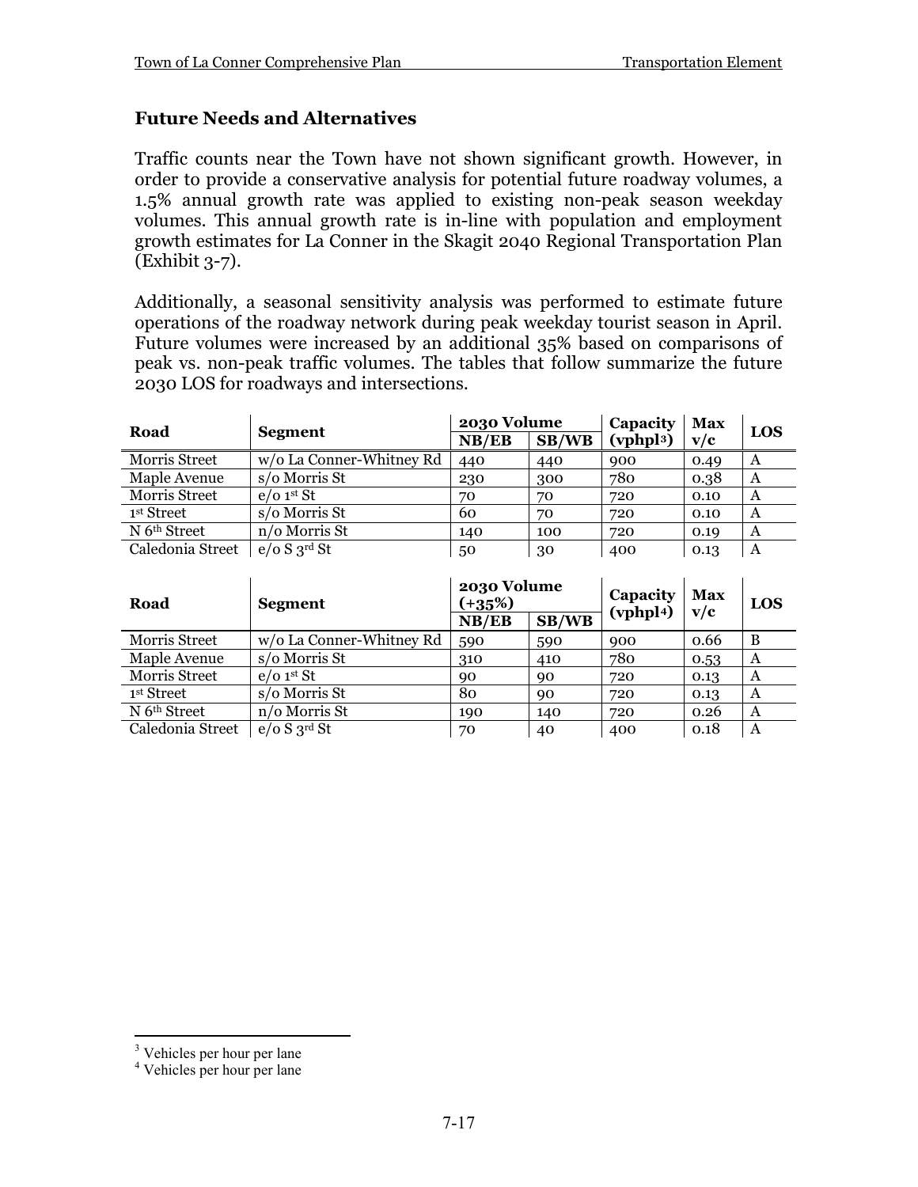### Future Needs and Alternatives

Traffic counts near the Town have not shown significant growth. However, in order to provide a conservative analysis for potential future roadway volumes, a 1.5% annual growth rate was applied to existing non-peak season weekday volumes. This annual growth rate is in-line with population and employment growth estimates for La Conner in the Skagit 2040 Regional Transportation Plan (Exhibit 3-7).

Additionally, a seasonal sensitivity analysis was performed to estimate future operations of the roadway network during peak weekday tourist season in April. Future volumes were increased by an additional 35% based on comparisons of peak vs. non-peak traffic volumes. The tables that follow summarize the future 2030 LOS for roadways and intersections.

| Road | Segment | 2030 Volume | | Capacity (vphpl[3]) | Max v/c | LOS |
|---|---|---|---|---|---|---|
| | | NB/EB | SB/WB | | | |
| Morris Street | w/o La Conner-Whitney Rd | 440 | 440 | 900 | 0.49 | A |
| Maple Avenue | s/o Morris St | 230 | 300 | 780 | 0.38 | A |
| Morris Street | e/o 1st St | 70 | 70 | 720 | 0.10 | A |
| 1st Street | s/o Morris St | 60 | 70 | 720 | 0.10 | A |
| N 6th Street | n/o Morris St | 140 | 100 | 720 | 0.19 | A |
| Caledonia Street | e/o S 3rd St | 50 | 30 | 400 | 0.13 | A |

| Road | Segment | 2030 Volume (+35%) | | Capacity (vphpl[4]) | Max v/c | LOS |
|---|---|---|---|---|---|---|
| | | NB/EB | SB/WB | | | |
| Morris Street | w/o La Conner-Whitney Rd | 590 | 590 | 900 | 0.66 | B |
| Maple Avenue | s/o Morris St | 310 | 410 | 780 | 0.53 | A |
| Morris Street | e/o 1st St | 90 | 90 | 720 | 0.13 | A |
| 1st Street | s/o Morris St | 80 | 90 | 720 | 0.13 | A |
| N 6th Street | n/o Morris St | 190 | 140 | 720 | 0.26 | A |
| Caledonia Street | e/o S 3rd St | 70 | 40 | 400 | 0.18 | A |

[3] Vehicles per hour per lane
[4] Vehicles per hour per lane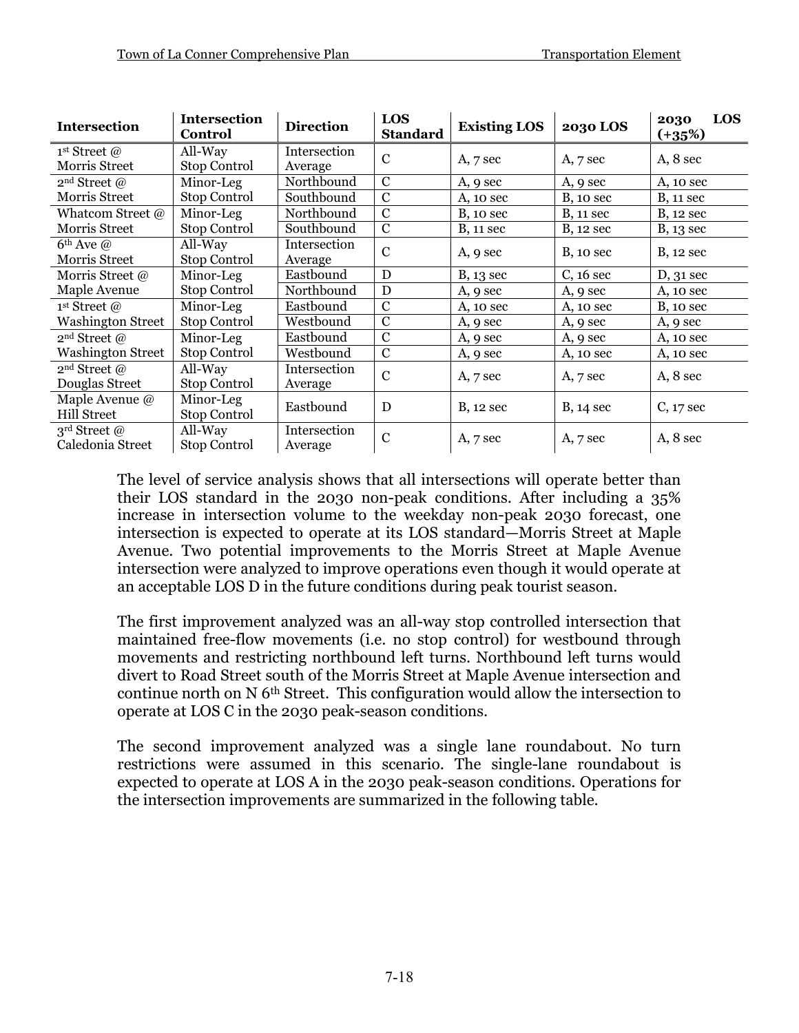| Intersection | Intersection Control | Direction | LOS Standard | Existing LOS | 2030 LOS | 2030 LOS (+35%) |
|---|---|---|---|---|---|---|
| 1st Street @ Morris Street | All-Way Stop Control | Intersection Average | C | A, 7 sec | A, 7 sec | A, 8 sec |
| 2nd Street @ Morris Street | Minor-Leg Stop Control | Northbound | C | A, 9 sec | A, 9 sec | A, 10 sec |
| | | Southbound | C | A, 10 sec | B, 10 sec | B, 11 sec |
| Whatcom Street @ Morris Street | Minor-Leg Stop Control | Northbound | C | B, 10 sec | B, 11 sec | B, 12 sec |
| | | Southbound | C | B, 11 sec | B, 12 sec | B, 13 sec |
| 6th Ave @ Morris Street | All-Way Stop Control | Intersection Average | C | A, 9 sec | B, 10 sec | B, 12 sec |
| Morris Street @ Maple Avenue | Minor-Leg Stop Control | Eastbound | D | B, 13 sec | C, 16 sec | D, 31 sec |
| | | Northbound | D | A, 9 sec | A, 9 sec | A, 10 sec |
| 1st Street @ Washington Street | Minor-Leg Stop Control | Eastbound | C | A, 10 sec | A, 10 sec | B, 10 sec |
| | | Westbound | C | A, 9 sec | A, 9 sec | A, 9 sec |
| 2nd Street @ Washington Street | Minor-Leg Stop Control | Eastbound | C | A, 9 sec | A, 9 sec | A, 10 sec |
| | | Westbound | C | A, 9 sec | A, 10 sec | A, 10 sec |
| 2nd Street @ Douglas Street | All-Way Stop Control | Intersection Average | C | A, 7 sec | A, 7 sec | A, 8 sec |
| Maple Avenue @ Hill Street | Minor-Leg Stop Control | Eastbound | D | B, 12 sec | B, 14 sec | C, 17 sec |
| 3rd Street @ Caledonia Street | All-Way Stop Control | Intersection Average | C | A, 7 sec | A, 7 sec | A, 8 sec |

The level of service analysis shows that all intersections will operate better than their LOS standard in the 2030 non-peak conditions. After including a 35% increase in intersection volume to the weekday non-peak 2030 forecast, one intersection is expected to operate at its LOS standard—Morris Street at Maple Avenue. Two potential improvements to the Morris Street at Maple Avenue intersection were analyzed to improve operations even though it would operate at an acceptable LOS D in the future conditions during peak tourist season.

The first improvement analyzed was an all-way stop controlled intersection that maintained free-flow movements (i.e. no stop control) for westbound through movements and restricting northbound left turns. Northbound left turns would divert to Road Street south of the Morris Street at Maple Avenue intersection and continue north on N 6th Street. This configuration would allow the intersection to operate at LOS C in the 2030 peak-season conditions.

The second improvement analyzed was a single lane roundabout. No turn restrictions were assumed in this scenario. The single-lane roundabout is expected to operate at LOS A in the 2030 peak-season conditions. Operations for the intersection improvements are summarized in the following table.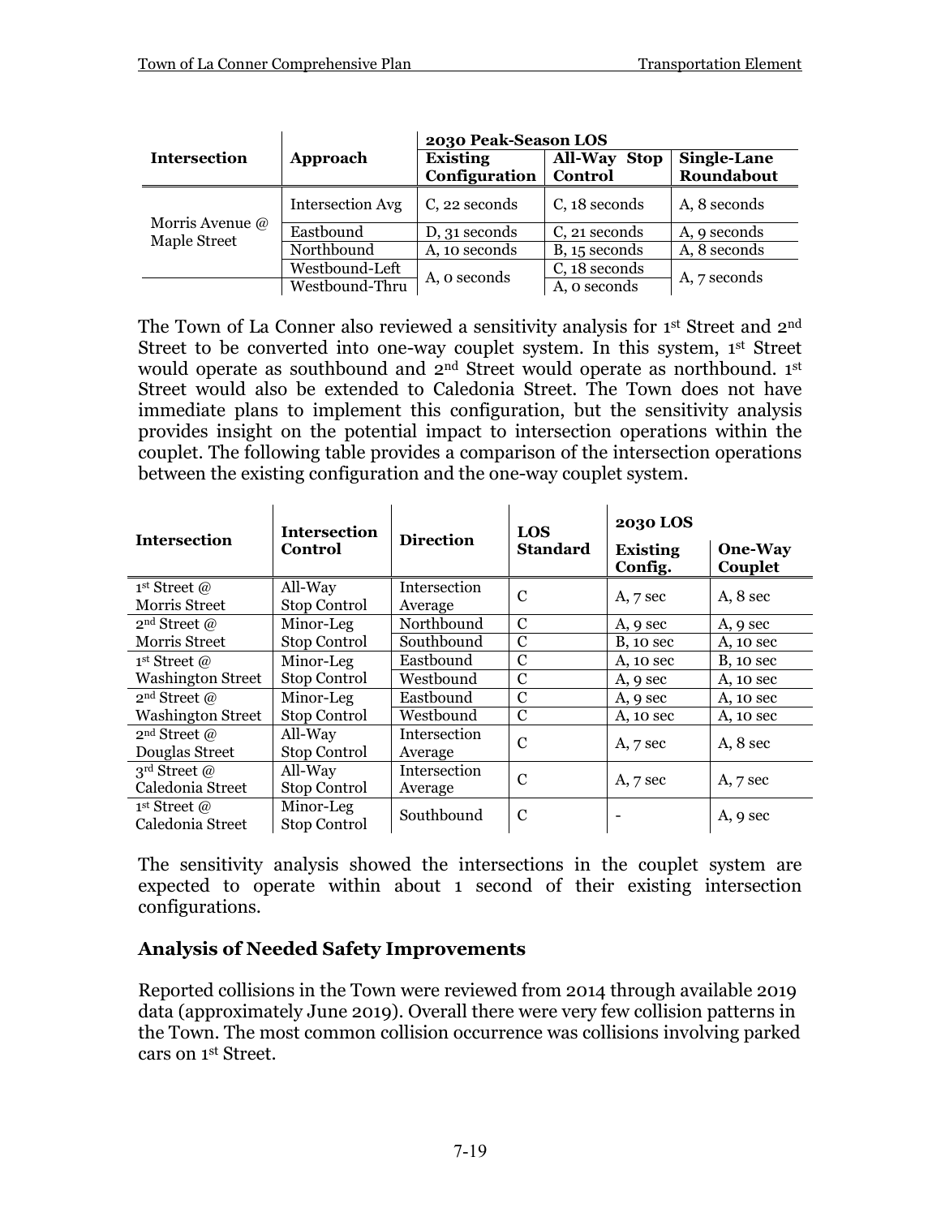| Intersection | Approach | 2030 Peak-Season LOS | | |
|---|---|---|---|---|
| | | Existing Configuration | All-Way Stop Control | Single-Lane Roundabout |
| Morris Avenue @ Maple Street | Intersection Avg | C, 22 seconds | C, 18 seconds | A, 8 seconds |
| | Eastbound | D, 31 seconds | C, 21 seconds | A, 9 seconds |
| | Northbound | A, 10 seconds | B, 15 seconds | A, 8 seconds |
| | Westbound-Left | A, 0 seconds | C, 18 seconds | A, 7 seconds |
| | Westbound-Thru | | A, 0 seconds | |

The Town of La Conner also reviewed a sensitivity analysis for 1st Street and 2nd Street to be converted into one-way couplet system. In this system, 1st Street would operate as southbound and 2nd Street would operate as northbound. 1st Street would also be extended to Caledonia Street. The Town does not have immediate plans to implement this configuration, but the sensitivity analysis provides insight on the potential impact to intersection operations within the couplet. The following table provides a comparison of the intersection operations between the existing configuration and the one-way couplet system.

| Intersection | Intersection Control | Direction | LOS Standard | 2030 LOS | |
|---|---|---|---|---|---|
| | | | | Existing Config. | One-Way Couplet |
| 1st Street @ Morris Street | All-Way Stop Control | Intersection Average | C | A, 7 sec | A, 8 sec |
| 2nd Street @ Morris Street | Minor-Leg Stop Control | Northbound | C | A, 9 sec | A, 9 sec |
| | | Southbound | C | B, 10 sec | A, 10 sec |
| 1st Street @ Washington Street | Minor-Leg Stop Control | Eastbound | C | A, 10 sec | B, 10 sec |
| | | Westbound | C | A, 9 sec | A, 10 sec |
| 2nd Street @ Washington Street | Minor-Leg Stop Control | Eastbound | C | A, 9 sec | A, 10 sec |
| | | Westbound | C | A, 10 sec | A, 10 sec |
| 2nd Street @ Douglas Street | All-Way Stop Control | Intersection Average | C | A, 7 sec | A, 8 sec |
| 3rd Street @ Caledonia Street | All-Way Stop Control | Intersection Average | C | A, 7 sec | A, 7 sec |
| 1st Street @ Caledonia Street | Minor-Leg Stop Control | Southbound | C | - | A, 9 sec |

The sensitivity analysis showed the intersections in the couplet system are expected to operate within about 1 second of their existing intersection configurations.

### Analysis of Needed Safety Improvements

Reported collisions in the Town were reviewed from 2014 through available 2019 data (approximately June 2019). Overall there were very few collision patterns in the Town. The most common collision occurrence was collisions involving parked cars on 1st Street.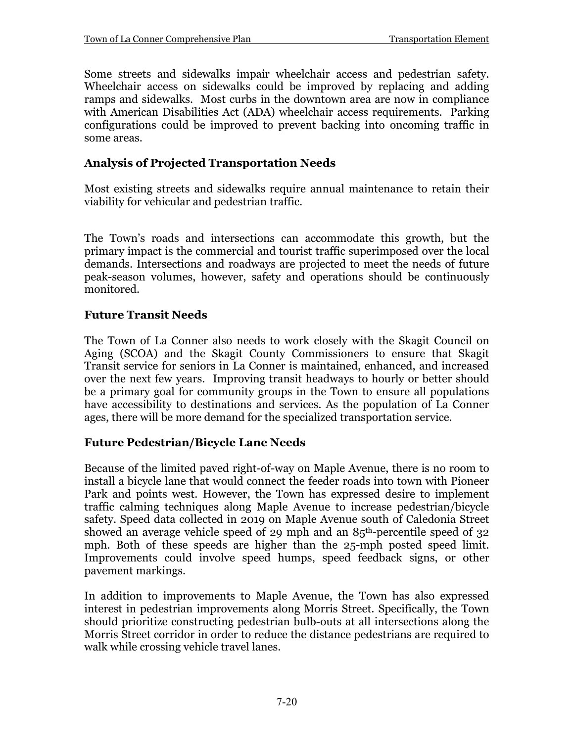Some streets and sidewalks impair wheelchair access and pedestrian safety. Wheelchair access on sidewalks could be improved by replacing and adding ramps and sidewalks. Most curbs in the downtown area are now in compliance with American Disabilities Act (ADA) wheelchair access requirements. Parking configurations could be improved to prevent backing into oncoming traffic in some areas.

### Analysis of Projected Transportation Needs

Most existing streets and sidewalks require annual maintenance to retain their viability for vehicular and pedestrian traffic.

The Town's roads and intersections can accommodate this growth, but the primary impact is the commercial and tourist traffic superimposed over the local demands. Intersections and roadways are projected to meet the needs of future peak-season volumes, however, safety and operations should be continuously monitored.

### Future Transit Needs

The Town of La Conner also needs to work closely with the Skagit Council on Aging (SCOA) and the Skagit County Commissioners to ensure that Skagit Transit service for seniors in La Conner is maintained, enhanced, and increased over the next few years. Improving transit headways to hourly or better should be a primary goal for community groups in the Town to ensure all populations have accessibility to destinations and services. As the population of La Conner ages, there will be more demand for the specialized transportation service.

### Future Pedestrian/Bicycle Lane Needs

Because of the limited paved right-of-way on Maple Avenue, there is no room to install a bicycle lane that would connect the feeder roads into town with Pioneer Park and points west. However, the Town has expressed desire to implement traffic calming techniques along Maple Avenue to increase pedestrian/bicycle safety. Speed data collected in 2019 on Maple Avenue south of Caledonia Street showed an average vehicle speed of 29 mph and an 85th-percentile speed of 32 mph. Both of these speeds are higher than the 25-mph posted speed limit. Improvements could involve speed humps, speed feedback signs, or other pavement markings.

In addition to improvements to Maple Avenue, the Town has also expressed interest in pedestrian improvements along Morris Street. Specifically, the Town should prioritize constructing pedestrian bulb-outs at all intersections along the Morris Street corridor in order to reduce the distance pedestrians are required to walk while crossing vehicle travel lanes.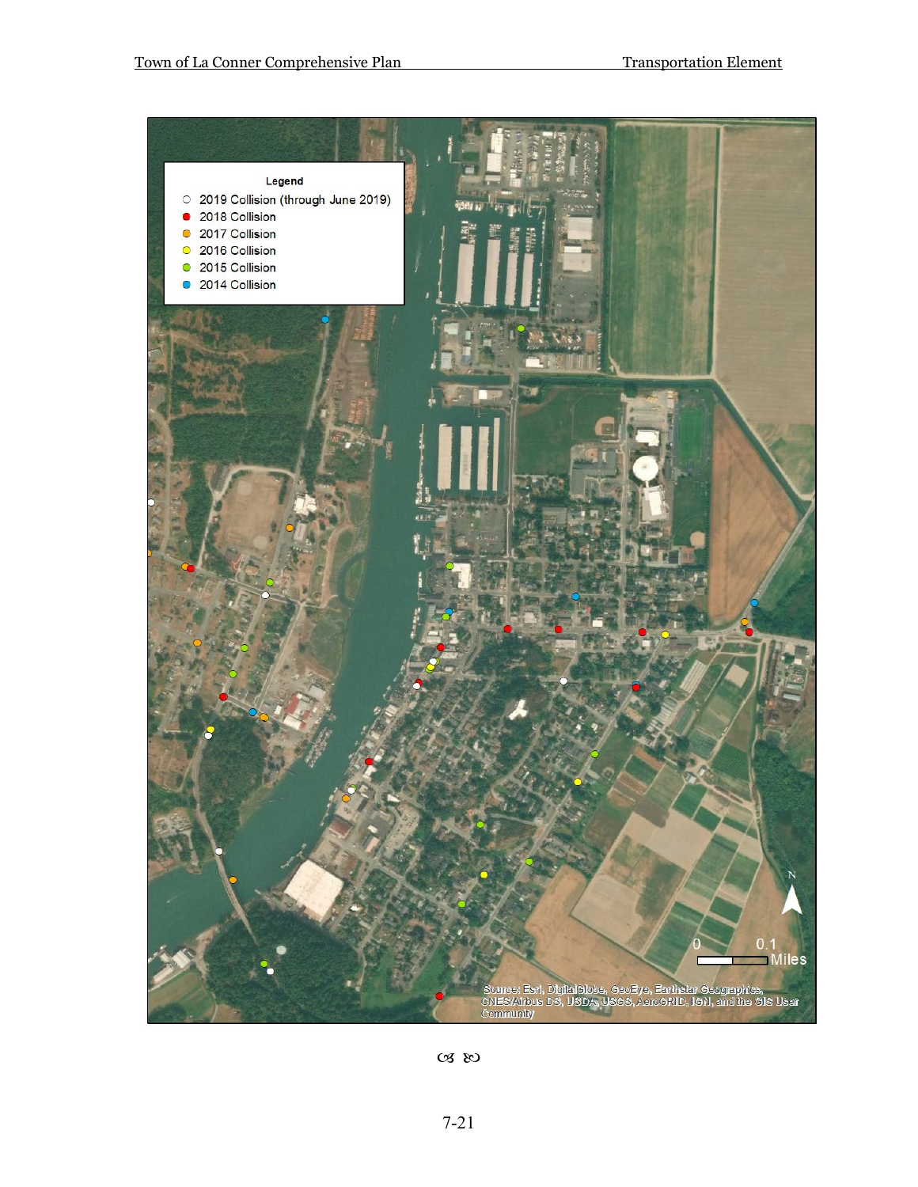**Legend**

- 2019 Collision (through June 2019)
- 2018 Collision
- 2017 Collision
- 2016 Collision
- 2015 Collision
- 2014 Collision

N

0 0.1 Miles

Source: Esri, DigitalGlobe, GeoEye, Earthstar Geographics, CNES/Airbus DS, USDA, USGS, AeroGRID, IGN, and the GIS User Community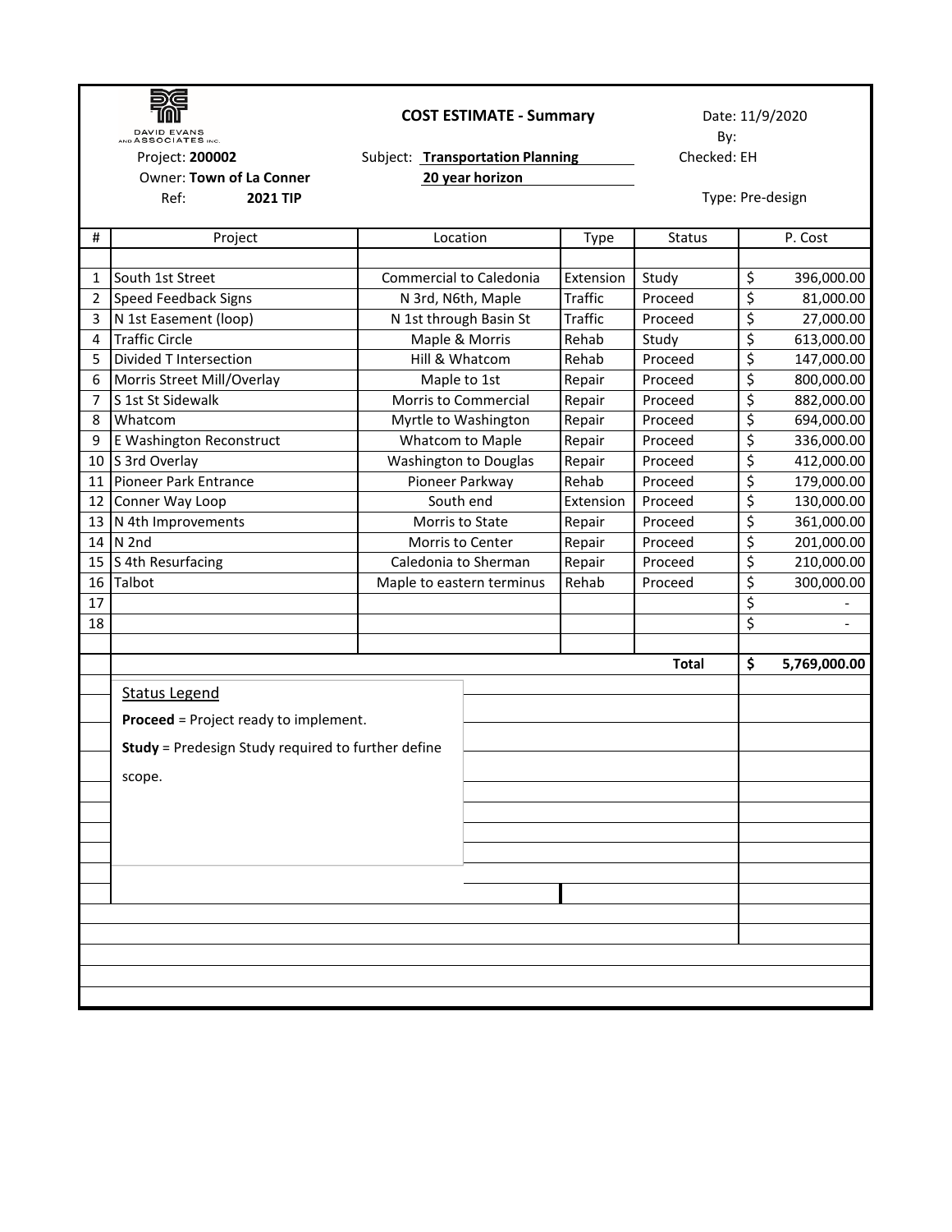DAVID EVANS AND ASSOCIATES INC.

**COST ESTIMATE - Summary**

Date: 11/9/2020
By:
Checked: EH
Type: Pre-design

Project: **200002**
Owner: **Town of La Conner**
Ref: **2021 TIP**

Subject: **Transportation Planning**
**20 year horizon**

| # | Project | Location | Type | Status | P. Cost |
|---|---|---|---|---|---|
| 1 | South 1st Street | Commercial to Caledonia | Extension | Study | $ 396,000.00 |
| 2 | Speed Feedback Signs | N 3rd, N6th, Maple | Traffic | Proceed | $ 81,000.00 |
| 3 | N 1st Easement (loop) | N 1st through Basin St | Traffic | Proceed | $ 27,000.00 |
| 4 | Traffic Circle | Maple & Morris | Rehab | Study | $ 613,000.00 |
| 5 | Divided T Intersection | Hill & Whatcom | Rehab | Proceed | $ 147,000.00 |
| 6 | Morris Street Mill/Overlay | Maple to 1st | Repair | Proceed | $ 800,000.00 |
| 7 | S 1st St Sidewalk | Morris to Commercial | Repair | Proceed | $ 882,000.00 |
| 8 | Whatcom | Myrtle to Washington | Repair | Proceed | $ 694,000.00 |
| 9 | E Washington Reconstruct | Whatcom to Maple | Repair | Proceed | $ 336,000.00 |
| 10 | S 3rd Overlay | Washington to Douglas | Repair | Proceed | $ 412,000.00 |
| 11 | Pioneer Park Entrance | Pioneer Parkway | Rehab | Proceed | $ 179,000.00 |
| 12 | Conner Way Loop | South end | Extension | Proceed | $ 130,000.00 |
| 13 | N 4th Improvements | Morris to State | Repair | Proceed | $ 361,000.00 |
| 14 | N 2nd | Morris to Center | Repair | Proceed | $ 201,000.00 |
| 15 | S 4th Resurfacing | Caledonia to Sherman | Repair | Proceed | $ 210,000.00 |
| 16 | Talbot | Maple to eastern terminus | Rehab | Proceed | $ 300,000.00 |
| 17 | | | | | $ - |
| 18 | | | | | $ - |
| | | | | **Total** | **$ 5,769,000.00** |

Status Legend

**Proceed** = Project ready to implement.

**Study** = Predesign Study required to further define scope.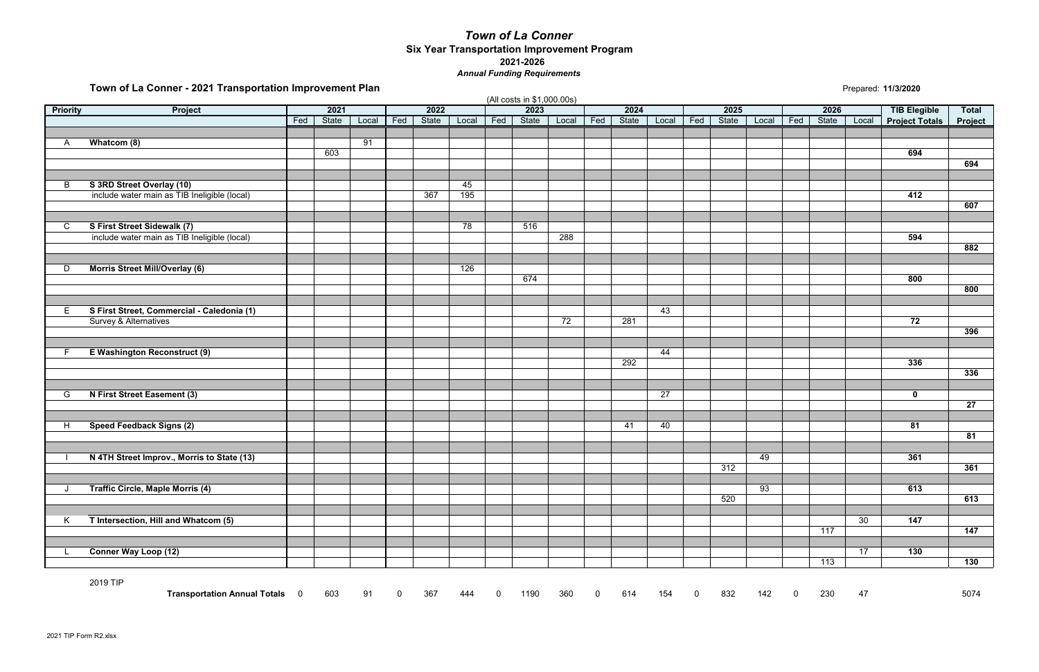# *Town of La Conner*

**Six Year Transportation Improvement Program**

**2021-2026**

***Annual Funding Requirements***

**Town of La Conner - 2021 Transportation Improvement Plan**

Prepared: **11/3/2020**

(All costs in $1,000.00s)

| Priority | Project | 2021 | | | 2022 | | | 2023 | | | 2024 | | | 2025 | | | 2026 | | | TIB Elegible | Total |
|---|---|---|---|---|---|---|---|---|---|---|---|---|---|---|---|---|---|---|---|---|---|
| | | Fed | State | Local | Fed | State | Local | Fed | State | Local | Fed | State | Local | Fed | State | Local | Fed | State | Local | Project Totals | Project |
| A | **Whatcom (8)** | | | 91 | | | | | | | | | | | | | | | | | |
| | | | 603 | | | | | | | | | | | | | | | | | **694** | |
| | | | | | | | | | | | | | | | | | | | | | **694** |
| B | **S 3RD Street Overlay (10)** | | | | | | 45 | | | | | | | | | | | | | | |
| | include water main as TIB Ineligible (local) | | | | | 367 | 195 | | | | | | | | | | | | | **412** | |
| | | | | | | | | | | | | | | | | | | | | | **607** |
| C | **S First Street Sidewalk (7)** | | | | | | 78 | | 516 | | | | | | | | | | | | |
| | include water main as TIB Ineligible (local) | | | | | | | | | 288 | | | | | | | | | | **594** | |
| | | | | | | | | | | | | | | | | | | | | | **882** |
| D | **Morris Street Mill/Overlay (6)** | | | | | | 126 | | | | | | | | | | | | | | |
| | | | | | | | | | 674 | | | | | | | | | | | **800** | |
| | | | | | | | | | | | | | | | | | | | | | **800** |
| E | **S First Street, Commercial - Caledonia (1)** | | | | | | | | | | | | 43 | | | | | | | | |
| | Survey & Alternatives | | | | | | | | | 72 | | 281 | | | | | | | | **72** | |
| | | | | | | | | | | | | | | | | | | | | | **396** |
| F | **E Washington Reconstruct (9)** | | | | | | | | | | | | 44 | | | | | | | | |
| | | | | | | | | | | | | 292 | | | | | | | | **336** | |
| | | | | | | | | | | | | | | | | | | | | | **336** |
| G | **N First Street Easement (3)** | | | | | | | | | | | | 27 | | | | | | | **0** | |
| | | | | | | | | | | | | | | | | | | | | | **27** |
| H | **Speed Feedback Signs (2)** | | | | | | | | | | | 41 | 40 | | | | | | | **81** | |
| | | | | | | | | | | | | | | | | | | | | | **81** |
| I | **N 4TH Street Improv., Morris to State (13)** | | | | | | | | | | | | | | | 49 | | | | **361** | |
| | | | | | | | | | | | | | | | 312 | | | | | | **361** |
| J | **Traffic Circle, Maple Morris (4)** | | | | | | | | | | | | | | | 93 | | | | **613** | |
| | | | | | | | | | | | | | | | 520 | | | | | | **613** |
| K | **T Intersection, Hill and Whatcom (5)** | | | | | | | | | | | | | | | | | | 30 | **147** | |
| | | | | | | | | | | | | | | | | | | 117 | | | **147** |
| L | **Conner Way Loop (12)** | | | | | | | | | | | | | | | | | | 17 | **130** | |
| | | | | | | | | | | | | | | | | | | 113 | | | **130** |
| | 2019 TIP | | | | | | | | | | | | | | | | | | | | |
| | **Transportation Annual Totals** | 0 | 603 | 91 | 0 | 367 | 444 | 0 | 1190 | 360 | 0 | 614 | 154 | 0 | 832 | 142 | 0 | 230 | 47 | | 5074 |

2021 TIP Form R2.xlsx